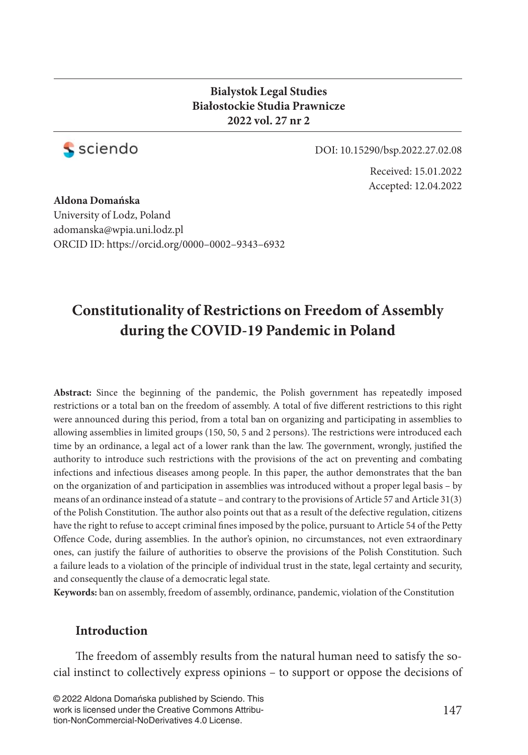**Bialystok Legal Studies**
**Białostockie Studia Prawnicze**
**2022 vol. 27 nr 2**

DOI: 10.15290/bsp.2022.27.02.08

Received: 15.01.2022
Accepted: 12.04.2022

**Aldona Domańska**
University of Lodz, Poland
adomanska@wpia.uni.lodz.pl
ORCID ID: https://orcid.org/0000–0002–9343–6932

# Constitutionality of Restrictions on Freedom of Assembly during the COVID-19 Pandemic in Poland

**Abstract:** Since the beginning of the pandemic, the Polish government has repeatedly imposed restrictions or a total ban on the freedom of assembly. A total of five different restrictions to this right were announced during this period, from a total ban on organizing and participating in assemblies to allowing assemblies in limited groups (150, 50, 5 and 2 persons). The restrictions were introduced each time by an ordinance, a legal act of a lower rank than the law. The government, wrongly, justified the authority to introduce such restrictions with the provisions of the act on preventing and combating infections and infectious diseases among people. In this paper, the author demonstrates that the ban on the organization of and participation in assemblies was introduced without a proper legal basis – by means of an ordinance instead of a statute – and contrary to the provisions of Article 57 and Article 31(3) of the Polish Constitution. The author also points out that as a result of the defective regulation, citizens have the right to refuse to accept criminal fines imposed by the police, pursuant to Article 54 of the Petty Offence Code, during assemblies. In the author's opinion, no circumstances, not even extraordinary ones, can justify the failure of authorities to observe the provisions of the Polish Constitution. Such a failure leads to a violation of the principle of individual trust in the state, legal certainty and security, and consequently the clause of a democratic legal state.

**Keywords:** ban on assembly, freedom of assembly, ordinance, pandemic, violation of the Constitution

## Introduction

The freedom of assembly results from the natural human need to satisfy the social instinct to collectively express opinions – to support or oppose the decisions of

© 2022 Aldona Domańska published by Sciendo. This work is licensed under the Creative Commons Attribution-NonCommercial-NoDerivatives 4.0 License.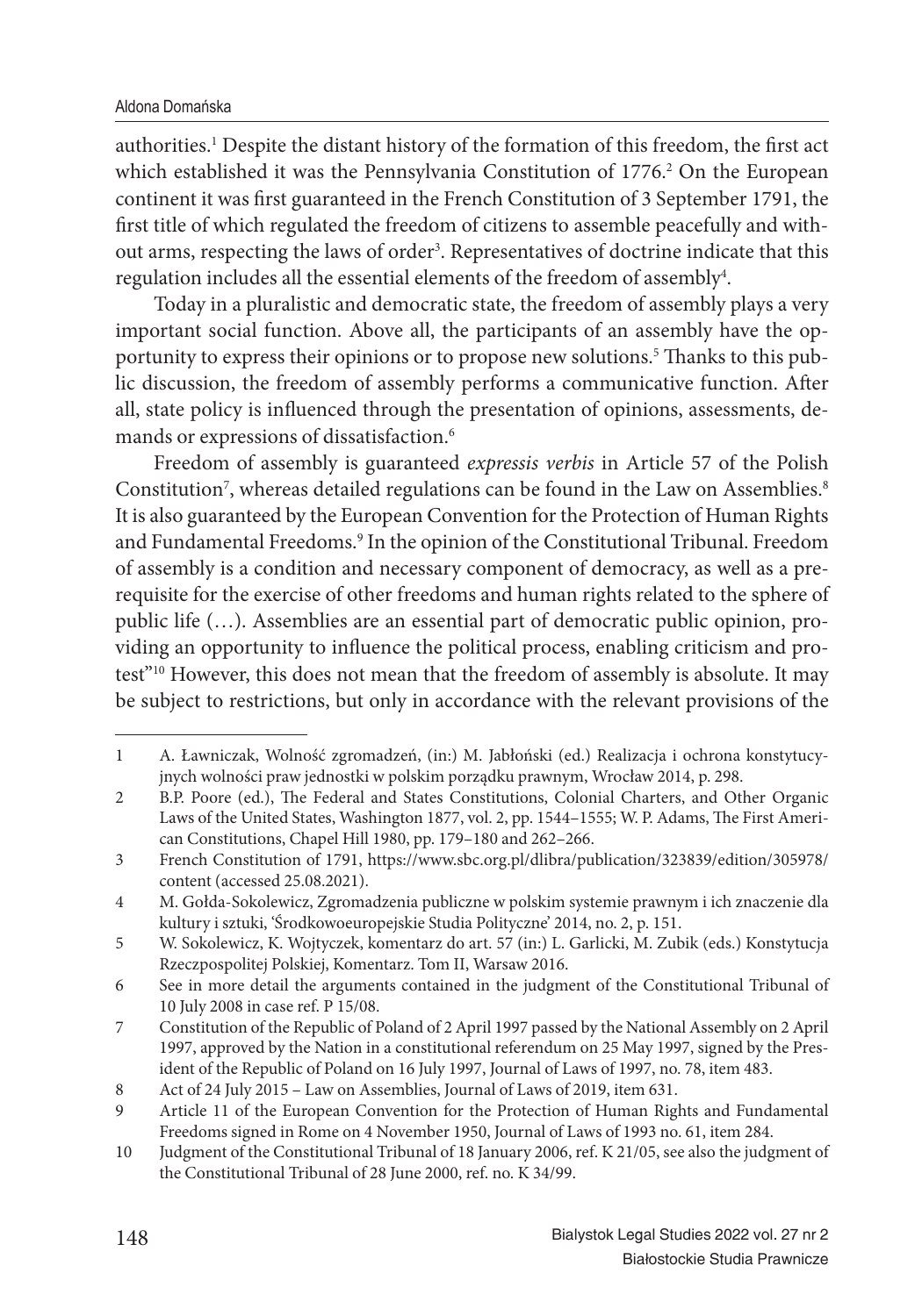authorities.[1] Despite the distant history of the formation of this freedom, the first act which established it was the Pennsylvania Constitution of 1776.[2] On the European continent it was first guaranteed in the French Constitution of 3 September 1791, the first title of which regulated the freedom of citizens to assemble peacefully and without arms, respecting the laws of order[3]. Representatives of doctrine indicate that this regulation includes all the essential elements of the freedom of assembly[4].

Today in a pluralistic and democratic state, the freedom of assembly plays a very important social function. Above all, the participants of an assembly have the opportunity to express their opinions or to propose new solutions.[5] Thanks to this public discussion, the freedom of assembly performs a communicative function. After all, state policy is influenced through the presentation of opinions, assessments, demands or expressions of dissatisfaction.[6]

Freedom of assembly is guaranteed *expressis verbis* in Article 57 of the Polish Constitution[7], whereas detailed regulations can be found in the Law on Assemblies.[8] It is also guaranteed by the European Convention for the Protection of Human Rights and Fundamental Freedoms.[9] In the opinion of the Constitutional Tribunal. Freedom of assembly is a condition and necessary component of democracy, as well as a prerequisite for the exercise of other freedoms and human rights related to the sphere of public life (…). Assemblies are an essential part of democratic public opinion, providing an opportunity to influence the political process, enabling criticism and protest"[10] However, this does not mean that the freedom of assembly is absolute. It may be subject to restrictions, but only in accordance with the relevant provisions of the

---

1 A. Ławniczak, Wolność zgromadzeń, (in:) M. Jabłoński (ed.) Realizacja i ochrona konstytucyjnych wolności praw jednostki w polskim porządku prawnym, Wrocław 2014, p. 298.

2 B.P. Poore (ed.), The Federal and States Constitutions, Colonial Charters, and Other Organic Laws of the United States, Washington 1877, vol. 2, pp. 1544–1555; W. P. Adams, The First American Constitutions, Chapel Hill 1980, pp. 179–180 and 262–266.

3 French Constitution of 1791, https://www.sbc.org.pl/dlibra/publication/323839/edition/305978/content (accessed 25.08.2021).

4 M. Gołda-Sokolewicz, Zgromadzenia publiczne w polskim systemie prawnym i ich znaczenie dla kultury i sztuki, 'Środkowoeuropejskie Studia Polityczne' 2014, no. 2, p. 151.

5 W. Sokolewicz, K. Wojtyczek, komentarz do art. 57 (in:) L. Garlicki, M. Zubik (eds.) Konstytucja Rzeczpospolitej Polskiej, Komentarz. Tom II, Warsaw 2016.

6 See in more detail the arguments contained in the judgment of the Constitutional Tribunal of 10 July 2008 in case ref. P 15/08.

7 Constitution of the Republic of Poland of 2 April 1997 passed by the National Assembly on 2 April 1997, approved by the Nation in a constitutional referendum on 25 May 1997, signed by the President of the Republic of Poland on 16 July 1997, Journal of Laws of 1997, no. 78, item 483.

8 Act of 24 July 2015 – Law on Assemblies, Journal of Laws of 2019, item 631.

9 Article 11 of the European Convention for the Protection of Human Rights and Fundamental Freedoms signed in Rome on 4 November 1950, Journal of Laws of 1993 no. 61, item 284.

10 Judgment of the Constitutional Tribunal of 18 January 2006, ref. K 21/05, see also the judgment of the Constitutional Tribunal of 28 June 2000, ref. no. K 34/99.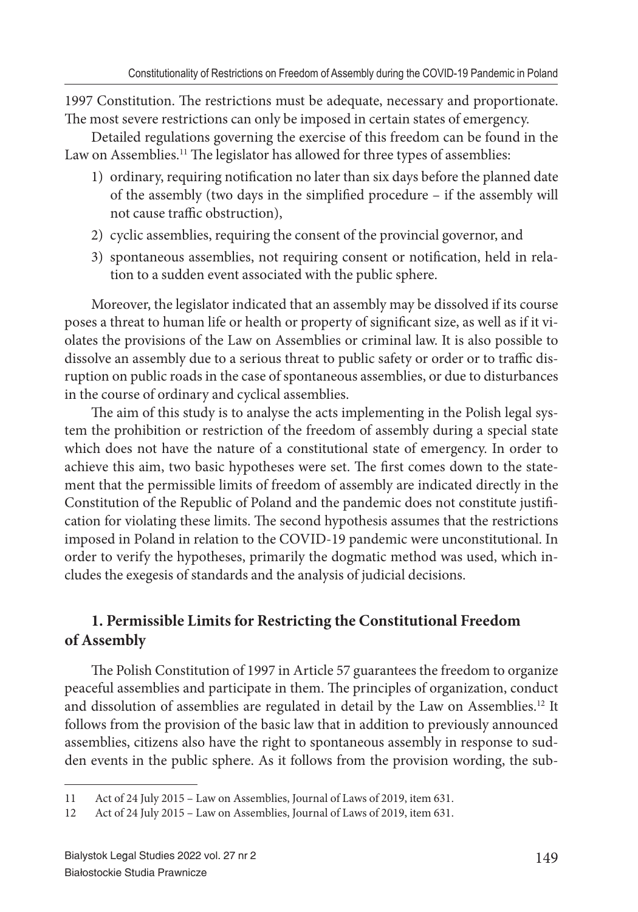1997 Constitution. The restrictions must be adequate, necessary and proportionate. The most severe restrictions can only be imposed in certain states of emergency.

Detailed regulations governing the exercise of this freedom can be found in the Law on Assemblies.[11] The legislator has allowed for three types of assemblies:

1) ordinary, requiring notification no later than six days before the planned date of the assembly (two days in the simplified procedure – if the assembly will not cause traffic obstruction),
2) cyclic assemblies, requiring the consent of the provincial governor, and
3) spontaneous assemblies, not requiring consent or notification, held in relation to a sudden event associated with the public sphere.

Moreover, the legislator indicated that an assembly may be dissolved if its course poses a threat to human life or health or property of significant size, as well as if it violates the provisions of the Law on Assemblies or criminal law. It is also possible to dissolve an assembly due to a serious threat to public safety or order or to traffic disruption on public roads in the case of spontaneous assemblies, or due to disturbances in the course of ordinary and cyclical assemblies.

The aim of this study is to analyse the acts implementing in the Polish legal system the prohibition or restriction of the freedom of assembly during a special state which does not have the nature of a constitutional state of emergency. In order to achieve this aim, two basic hypotheses were set. The first comes down to the statement that the permissible limits of freedom of assembly are indicated directly in the Constitution of the Republic of Poland and the pandemic does not constitute justification for violating these limits. The second hypothesis assumes that the restrictions imposed in Poland in relation to the COVID-19 pandemic were unconstitutional. In order to verify the hypotheses, primarily the dogmatic method was used, which includes the exegesis of standards and the analysis of judicial decisions.

## 1. Permissible Limits for Restricting the Constitutional Freedom of Assembly

The Polish Constitution of 1997 in Article 57 guarantees the freedom to organize peaceful assemblies and participate in them. The principles of organization, conduct and dissolution of assemblies are regulated in detail by the Law on Assemblies.[12] It follows from the provision of the basic law that in addition to previously announced assemblies, citizens also have the right to spontaneous assembly in response to sudden events in the public sphere. As it follows from the provision wording, the sub-

---

11 Act of 24 July 2015 – Law on Assemblies, Journal of Laws of 2019, item 631.

12 Act of 24 July 2015 – Law on Assemblies, Journal of Laws of 2019, item 631.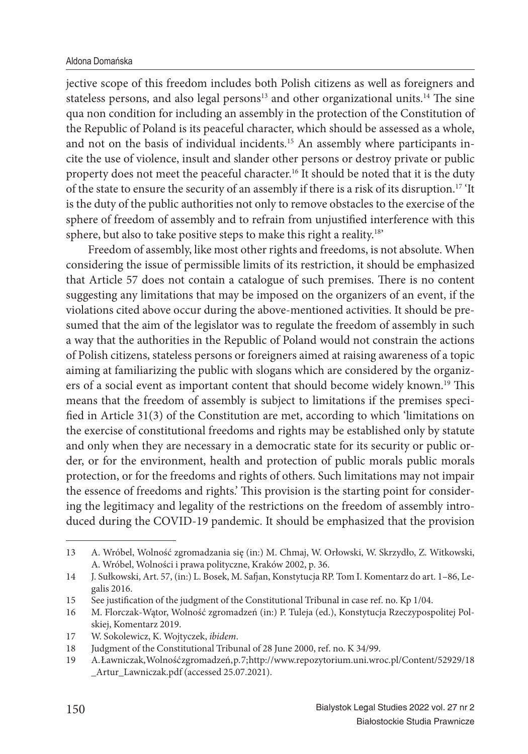jective scope of this freedom includes both Polish citizens as well as foreigners and stateless persons, and also legal persons[13] and other organizational units.[14] The sine qua non condition for including an assembly in the protection of the Constitution of the Republic of Poland is its peaceful character, which should be assessed as a whole, and not on the basis of individual incidents.[15] An assembly where participants incite the use of violence, insult and slander other persons or destroy private or public property does not meet the peaceful character.[16] It should be noted that it is the duty of the state to ensure the security of an assembly if there is a risk of its disruption.[17] 'It is the duty of the public authorities not only to remove obstacles to the exercise of the sphere of freedom of assembly and to refrain from unjustified interference with this sphere, but also to take positive steps to make this right a reality.[18]'

Freedom of assembly, like most other rights and freedoms, is not absolute. When considering the issue of permissible limits of its restriction, it should be emphasized that Article 57 does not contain a catalogue of such premises. There is no content suggesting any limitations that may be imposed on the organizers of an event, if the violations cited above occur during the above-mentioned activities. It should be presumed that the aim of the legislator was to regulate the freedom of assembly in such a way that the authorities in the Republic of Poland would not constrain the actions of Polish citizens, stateless persons or foreigners aimed at raising awareness of a topic aiming at familiarizing the public with slogans which are considered by the organizers of a social event as important content that should become widely known.[19] This means that the freedom of assembly is subject to limitations if the premises specified in Article 31(3) of the Constitution are met, according to which 'limitations on the exercise of constitutional freedoms and rights may be established only by statute and only when they are necessary in a democratic state for its security or public order, or for the environment, health and protection of public morals public morals protection, or for the freedoms and rights of others. Such limitations may not impair the essence of freedoms and rights.' This provision is the starting point for considering the legitimacy and legality of the restrictions on the freedom of assembly introduced during the COVID-19 pandemic. It should be emphasized that the provision

---

13 A. Wróbel, Wolność zgromadzania się (in:) M. Chmaj, W. Orłowski, W. Skrzydło, Z. Witkowski, A. Wróbel, Wolności i prawa polityczne, Kraków 2002, p. 36.

14 J. Sułkowski, Art. 57, (in:) L. Bosek, M. Safjan, Konstytucja RP. Tom I. Komentarz do art. 1–86, Legalis 2016.

15 See justification of the judgment of the Constitutional Tribunal in case ref. no. Kp 1/04.

16 M. Florczak-Wątor, Wolność zgromadzeń (in:) P. Tuleja (ed.), Konstytucja Rzeczypospolitej Polskiej, Komentarz 2019.

17 W. Sokolewicz, K. Wojtyczek, *ibidem*.

18 Judgment of the Constitutional Tribunal of 28 June 2000, ref. no. K 34/99.

19 A. Ławniczak, Wolność zgromadzeń, p. 7; http://www.repozytorium.uni.wroc.pl/Content/52929/18_Artur_Lawniczak.pdf (accessed 25.07.2021).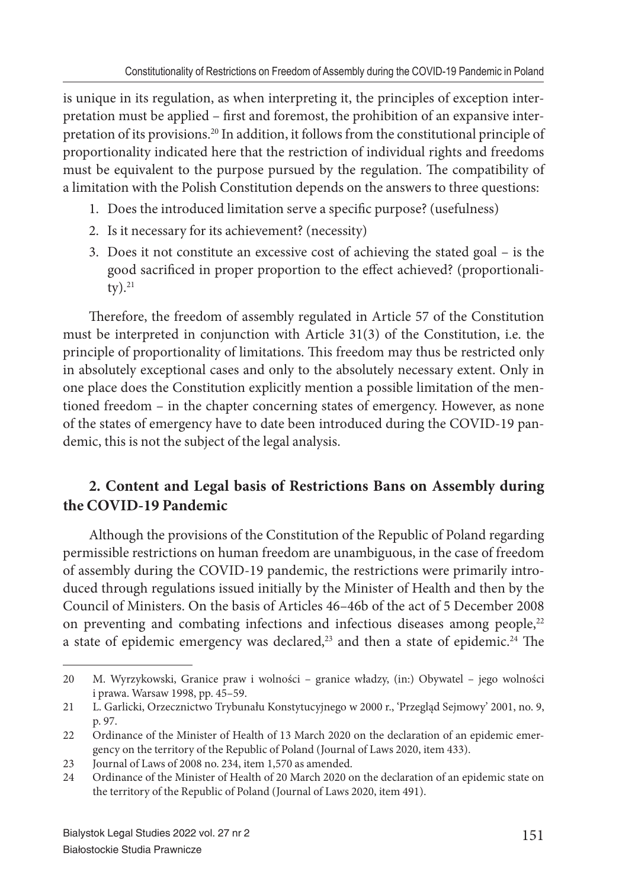is unique in its regulation, as when interpreting it, the principles of exception interpretation must be applied – first and foremost, the prohibition of an expansive interpretation of its provisions.[20] In addition, it follows from the constitutional principle of proportionality indicated here that the restriction of individual rights and freedoms must be equivalent to the purpose pursued by the regulation. The compatibility of a limitation with the Polish Constitution depends on the answers to three questions:

1. Does the introduced limitation serve a specific purpose? (usefulness)
2. Is it necessary for its achievement? (necessity)
3. Does it not constitute an excessive cost of achieving the stated goal – is the good sacrificed in proper proportion to the effect achieved? (proportionality).[21]

Therefore, the freedom of assembly regulated in Article 57 of the Constitution must be interpreted in conjunction with Article 31(3) of the Constitution, i.e. the principle of proportionality of limitations. This freedom may thus be restricted only in absolutely exceptional cases and only to the absolutely necessary extent. Only in one place does the Constitution explicitly mention a possible limitation of the mentioned freedom – in the chapter concerning states of emergency. However, as none of the states of emergency have to date been introduced during the COVID-19 pandemic, this is not the subject of the legal analysis.

## 2. Content and Legal basis of Restrictions Bans on Assembly during the COVID-19 Pandemic

Although the provisions of the Constitution of the Republic of Poland regarding permissible restrictions on human freedom are unambiguous, in the case of freedom of assembly during the COVID-19 pandemic, the restrictions were primarily introduced through regulations issued initially by the Minister of Health and then by the Council of Ministers. On the basis of Articles 46–46b of the act of 5 December 2008 on preventing and combating infections and infectious diseases among people,[22] a state of epidemic emergency was declared,[23] and then a state of epidemic.[24] The

---

20 M. Wyrzykowski, Granice praw i wolności – granice władzy, (in:) Obywatel – jego wolności i prawa. Warsaw 1998, pp. 45–59.

21 L. Garlicki, Orzecznictwo Trybunału Konstytucyjnego w 2000 r., 'Przegląd Sejmowy' 2001, no. 9, p. 97.

22 Ordinance of the Minister of Health of 13 March 2020 on the declaration of an epidemic emergency on the territory of the Republic of Poland (Journal of Laws 2020, item 433).

23 Journal of Laws of 2008 no. 234, item 1,570 as amended.

24 Ordinance of the Minister of Health of 20 March 2020 on the declaration of an epidemic state on the territory of the Republic of Poland (Journal of Laws 2020, item 491).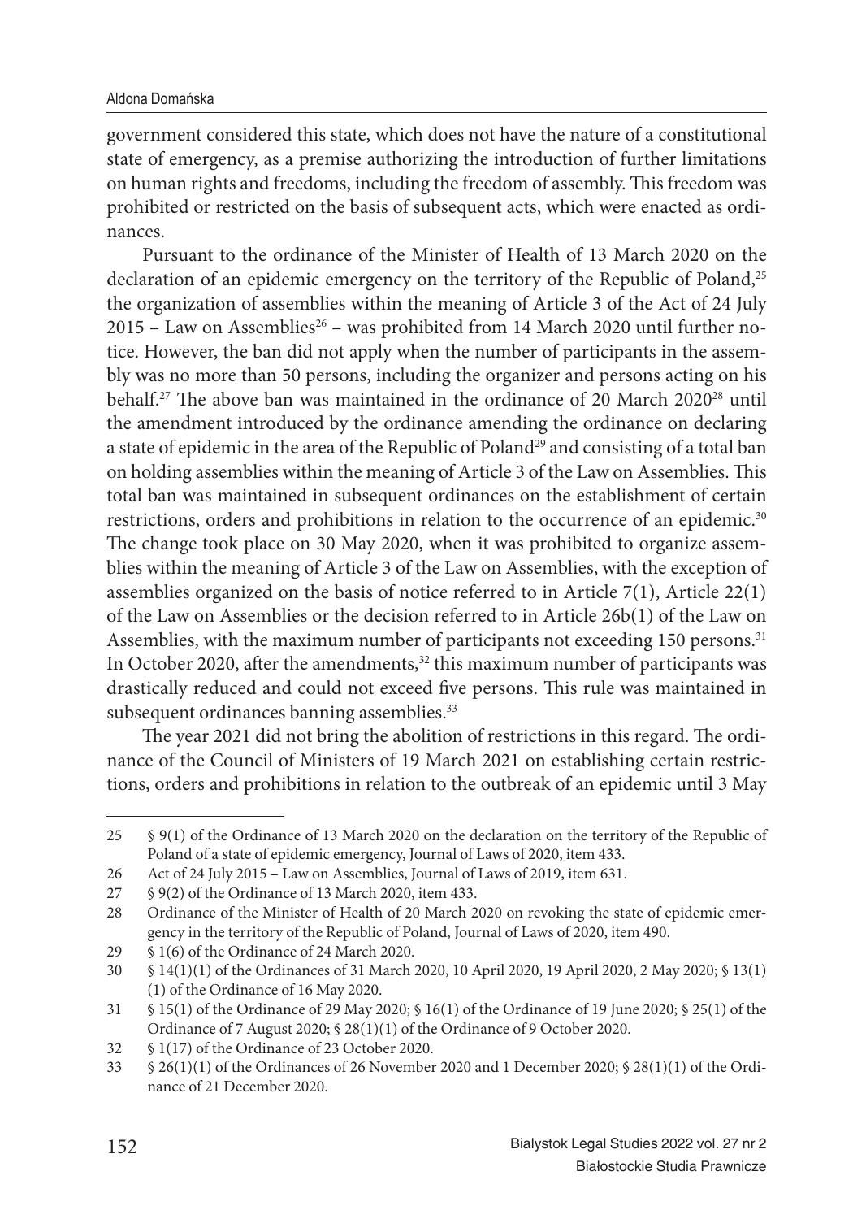government considered this state, which does not have the nature of a constitutional state of emergency, as a premise authorizing the introduction of further limitations on human rights and freedoms, including the freedom of assembly. This freedom was prohibited or restricted on the basis of subsequent acts, which were enacted as ordinances.

Pursuant to the ordinance of the Minister of Health of 13 March 2020 on the declaration of an epidemic emergency on the territory of the Republic of Poland,[25] the organization of assemblies within the meaning of Article 3 of the Act of 24 July 2015 – Law on Assemblies[26] – was prohibited from 14 March 2020 until further notice. However, the ban did not apply when the number of participants in the assembly was no more than 50 persons, including the organizer and persons acting on his behalf.[27] The above ban was maintained in the ordinance of 20 March 2020[28] until the amendment introduced by the ordinance amending the ordinance on declaring a state of epidemic in the area of the Republic of Poland[29] and consisting of a total ban on holding assemblies within the meaning of Article 3 of the Law on Assemblies. This total ban was maintained in subsequent ordinances on the establishment of certain restrictions, orders and prohibitions in relation to the occurrence of an epidemic.[30] The change took place on 30 May 2020, when it was prohibited to organize assemblies within the meaning of Article 3 of the Law on Assemblies, with the exception of assemblies organized on the basis of notice referred to in Article 7(1), Article 22(1) of the Law on Assemblies or the decision referred to in Article 26b(1) of the Law on Assemblies, with the maximum number of participants not exceeding 150 persons.[31] In October 2020, after the amendments,[32] this maximum number of participants was drastically reduced and could not exceed five persons. This rule was maintained in subsequent ordinances banning assemblies.[33]

The year 2021 did not bring the abolition of restrictions in this regard. The ordinance of the Council of Ministers of 19 March 2021 on establishing certain restrictions, orders and prohibitions in relation to the outbreak of an epidemic until 3 May

---

25 § 9(1) of the Ordinance of 13 March 2020 on the declaration on the territory of the Republic of Poland of a state of epidemic emergency, Journal of Laws of 2020, item 433.

26 Act of 24 July 2015 – Law on Assemblies, Journal of Laws of 2019, item 631.

27 § 9(2) of the Ordinance of 13 March 2020, item 433.

28 Ordinance of the Minister of Health of 20 March 2020 on revoking the state of epidemic emergency in the territory of the Republic of Poland, Journal of Laws of 2020, item 490.

29 § 1(6) of the Ordinance of 24 March 2020.

30 § 14(1)(1) of the Ordinances of 31 March 2020, 10 April 2020, 19 April 2020, 2 May 2020; § 13(1)(1) of the Ordinance of 16 May 2020.

31 § 15(1) of the Ordinance of 29 May 2020; § 16(1) of the Ordinance of 19 June 2020; § 25(1) of the Ordinance of 7 August 2020; § 28(1)(1) of the Ordinance of 9 October 2020.

32 § 1(17) of the Ordinance of 23 October 2020.

33 § 26(1)(1) of the Ordinances of 26 November 2020 and 1 December 2020; § 28(1)(1) of the Ordinance of 21 December 2020.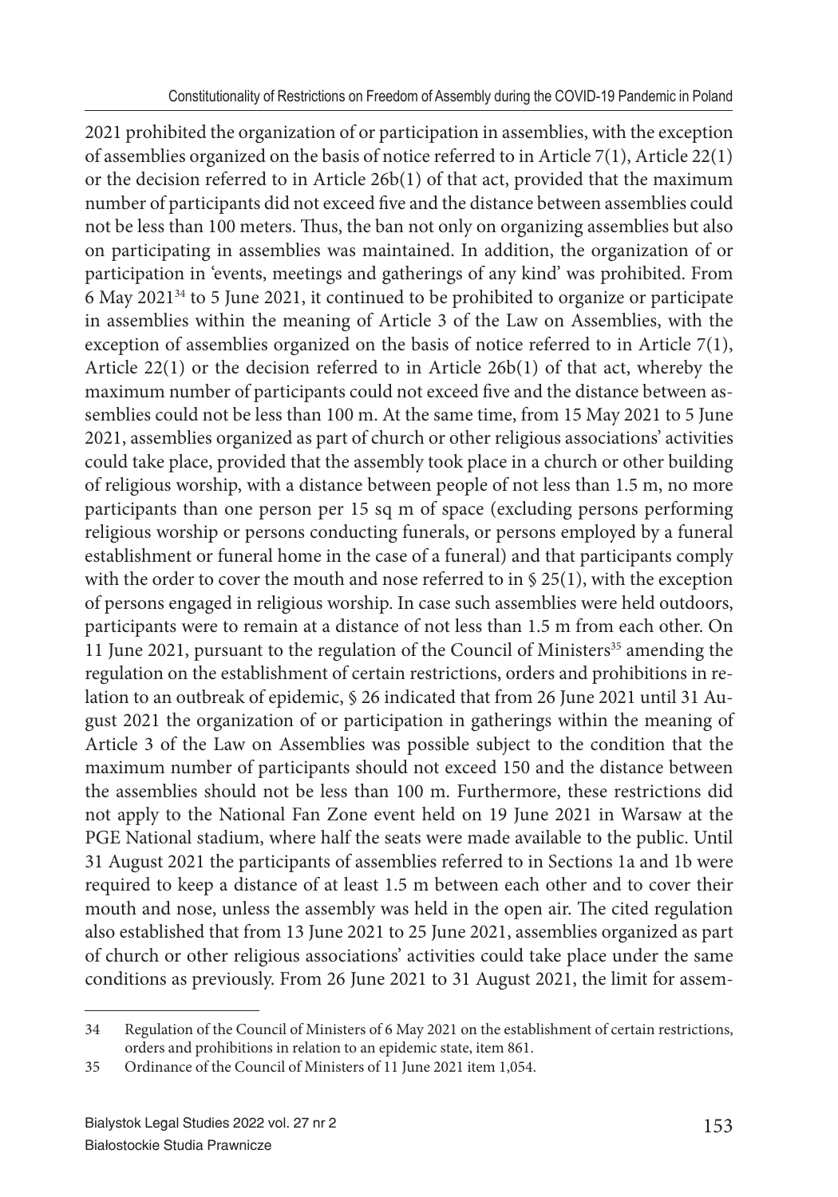2021 prohibited the organization of or participation in assemblies, with the exception of assemblies organized on the basis of notice referred to in Article 7(1), Article 22(1) or the decision referred to in Article 26b(1) of that act, provided that the maximum number of participants did not exceed five and the distance between assemblies could not be less than 100 meters. Thus, the ban not only on organizing assemblies but also on participating in assemblies was maintained. In addition, the organization of or participation in 'events, meetings and gatherings of any kind' was prohibited. From 6 May 2021[34] to 5 June 2021, it continued to be prohibited to organize or participate in assemblies within the meaning of Article 3 of the Law on Assemblies, with the exception of assemblies organized on the basis of notice referred to in Article 7(1), Article 22(1) or the decision referred to in Article 26b(1) of that act, whereby the maximum number of participants could not exceed five and the distance between assemblies could not be less than 100 m. At the same time, from 15 May 2021 to 5 June 2021, assemblies organized as part of church or other religious associations' activities could take place, provided that the assembly took place in a church or other building of religious worship, with a distance between people of not less than 1.5 m, no more participants than one person per 15 sq m of space (excluding persons performing religious worship or persons conducting funerals, or persons employed by a funeral establishment or funeral home in the case of a funeral) and that participants comply with the order to cover the mouth and nose referred to in § 25(1), with the exception of persons engaged in religious worship. In case such assemblies were held outdoors, participants were to remain at a distance of not less than 1.5 m from each other. On 11 June 2021, pursuant to the regulation of the Council of Ministers[35] amending the regulation on the establishment of certain restrictions, orders and prohibitions in relation to an outbreak of epidemic, § 26 indicated that from 26 June 2021 until 31 August 2021 the organization of or participation in gatherings within the meaning of Article 3 of the Law on Assemblies was possible subject to the condition that the maximum number of participants should not exceed 150 and the distance between the assemblies should not be less than 100 m. Furthermore, these restrictions did not apply to the National Fan Zone event held on 19 June 2021 in Warsaw at the PGE National stadium, where half the seats were made available to the public. Until 31 August 2021 the participants of assemblies referred to in Sections 1a and 1b were required to keep a distance of at least 1.5 m between each other and to cover their mouth and nose, unless the assembly was held in the open air. The cited regulation also established that from 13 June 2021 to 25 June 2021, assemblies organized as part of church or other religious associations' activities could take place under the same conditions as previously. From 26 June 2021 to 31 August 2021, the limit for assem-

---

34 Regulation of the Council of Ministers of 6 May 2021 on the establishment of certain restrictions, orders and prohibitions in relation to an epidemic state, item 861.

35 Ordinance of the Council of Ministers of 11 June 2021 item 1,054.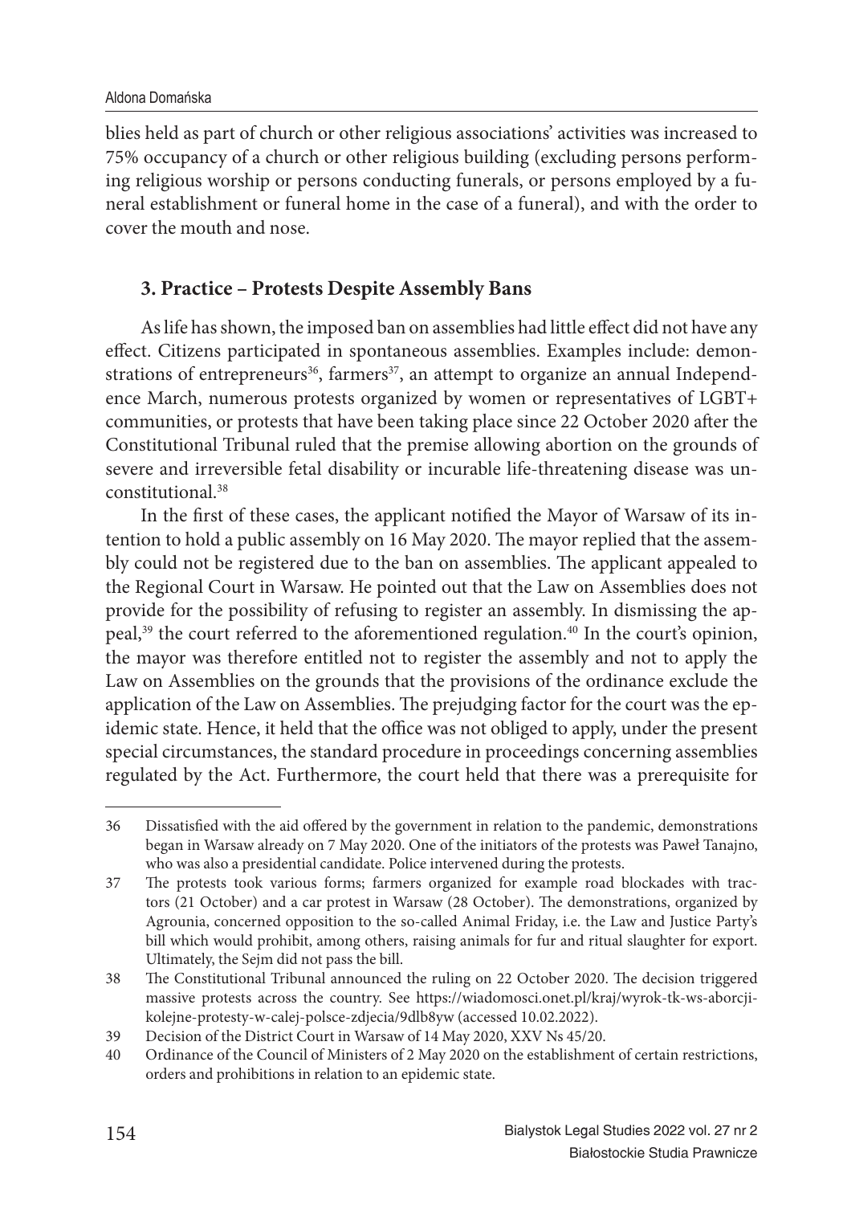blies held as part of church or other religious associations' activities was increased to 75% occupancy of a church or other religious building (excluding persons performing religious worship or persons conducting funerals, or persons employed by a funeral establishment or funeral home in the case of a funeral), and with the order to cover the mouth and nose.

## 3. Practice – Protests Despite Assembly Bans

As life has shown, the imposed ban on assemblies had little effect did not have any effect. Citizens participated in spontaneous assemblies. Examples include: demonstrations of entrepreneurs[36], farmers[37], an attempt to organize an annual Independence March, numerous protests organized by women or representatives of LGBT+ communities, or protests that have been taking place since 22 October 2020 after the Constitutional Tribunal ruled that the premise allowing abortion on the grounds of severe and irreversible fetal disability or incurable life-threatening disease was unconstitutional.[38]

In the first of these cases, the applicant notified the Mayor of Warsaw of its intention to hold a public assembly on 16 May 2020. The mayor replied that the assembly could not be registered due to the ban on assemblies. The applicant appealed to the Regional Court in Warsaw. He pointed out that the Law on Assemblies does not provide for the possibility of refusing to register an assembly. In dismissing the appeal,[39] the court referred to the aforementioned regulation.[40] In the court's opinion, the mayor was therefore entitled not to register the assembly and not to apply the Law on Assemblies on the grounds that the provisions of the ordinance exclude the application of the Law on Assemblies. The prejudging factor for the court was the epidemic state. Hence, it held that the office was not obliged to apply, under the present special circumstances, the standard procedure in proceedings concerning assemblies regulated by the Act. Furthermore, the court held that there was a prerequisite for

---

36 Dissatisfied with the aid offered by the government in relation to the pandemic, demonstrations began in Warsaw already on 7 May 2020. One of the initiators of the protests was Paweł Tanajno, who was also a presidential candidate. Police intervened during the protests.

37 The protests took various forms; farmers organized for example road blockades with tractors (21 October) and a car protest in Warsaw (28 October). The demonstrations, organized by Agrounia, concerned opposition to the so-called Animal Friday, i.e. the Law and Justice Party's bill which would prohibit, among others, raising animals for fur and ritual slaughter for export. Ultimately, the Sejm did not pass the bill.

38 The Constitutional Tribunal announced the ruling on 22 October 2020. The decision triggered massive protests across the country. See https://wiadomosci.onet.pl/kraj/wyrok-tk-ws-aborcji-kolejne-protesty-w-calej-polsce-zdjecia/9dlb8yw (accessed 10.02.2022).

39 Decision of the District Court in Warsaw of 14 May 2020, XXV Ns 45/20.

40 Ordinance of the Council of Ministers of 2 May 2020 on the establishment of certain restrictions, orders and prohibitions in relation to an epidemic state.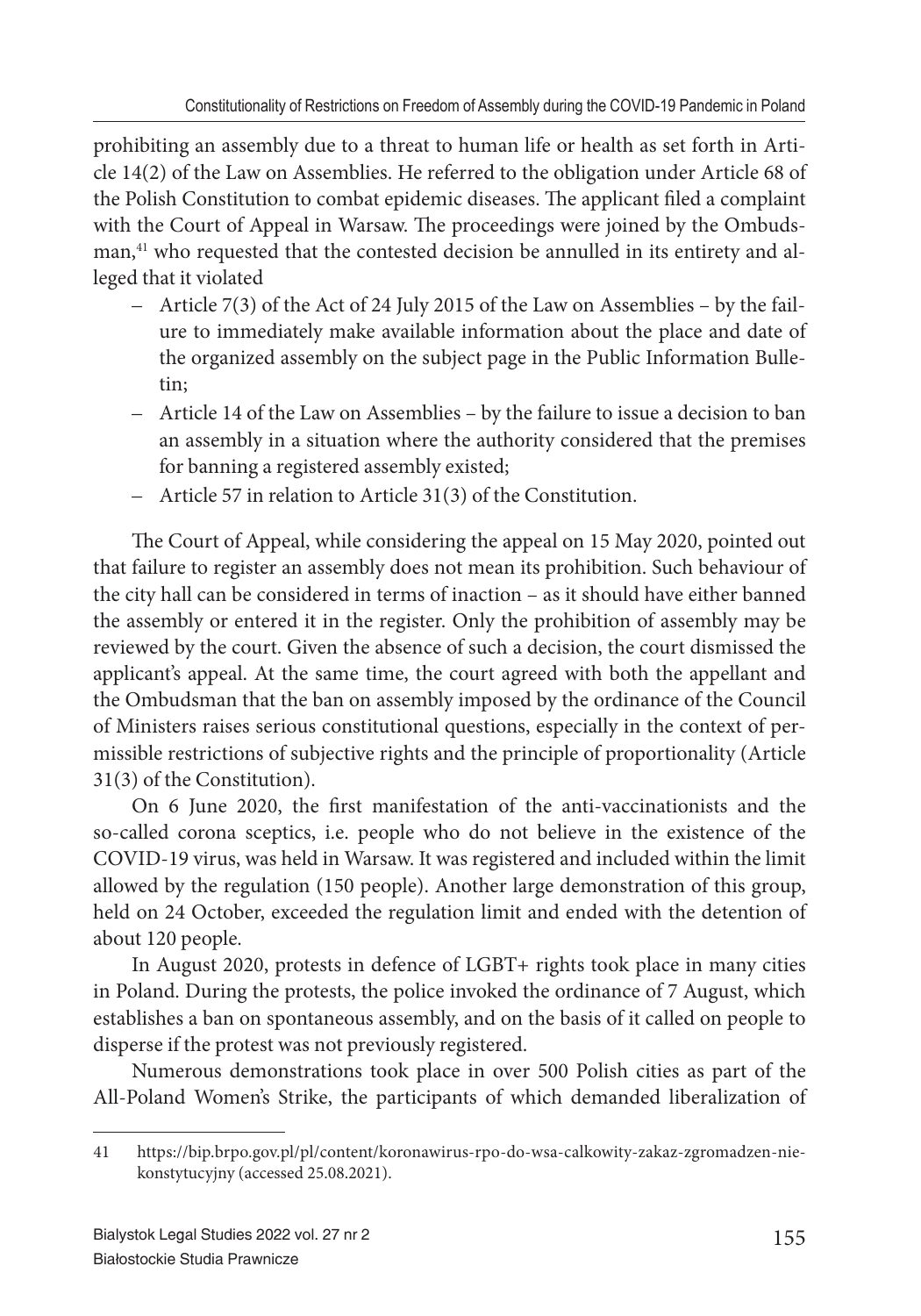prohibiting an assembly due to a threat to human life or health as set forth in Article 14(2) of the Law on Assemblies. He referred to the obligation under Article 68 of the Polish Constitution to combat epidemic diseases. The applicant filed a complaint with the Court of Appeal in Warsaw. The proceedings were joined by the Ombudsman,[41] who requested that the contested decision be annulled in its entirety and alleged that it violated

- Article 7(3) of the Act of 24 July 2015 of the Law on Assemblies – by the failure to immediately make available information about the place and date of the organized assembly on the subject page in the Public Information Bulletin;
- Article 14 of the Law on Assemblies – by the failure to issue a decision to ban an assembly in a situation where the authority considered that the premises for banning a registered assembly existed;
- Article 57 in relation to Article 31(3) of the Constitution.

The Court of Appeal, while considering the appeal on 15 May 2020, pointed out that failure to register an assembly does not mean its prohibition. Such behaviour of the city hall can be considered in terms of inaction – as it should have either banned the assembly or entered it in the register. Only the prohibition of assembly may be reviewed by the court. Given the absence of such a decision, the court dismissed the applicant's appeal. At the same time, the court agreed with both the appellant and the Ombudsman that the ban on assembly imposed by the ordinance of the Council of Ministers raises serious constitutional questions, especially in the context of permissible restrictions of subjective rights and the principle of proportionality (Article 31(3) of the Constitution).

On 6 June 2020, the first manifestation of the anti-vaccinationists and the so-called corona sceptics, i.e. people who do not believe in the existence of the COVID-19 virus, was held in Warsaw. It was registered and included within the limit allowed by the regulation (150 people). Another large demonstration of this group, held on 24 October, exceeded the regulation limit and ended with the detention of about 120 people.

In August 2020, protests in defence of LGBT+ rights took place in many cities in Poland. During the protests, the police invoked the ordinance of 7 August, which establishes a ban on spontaneous assembly, and on the basis of it called on people to disperse if the protest was not previously registered.

Numerous demonstrations took place in over 500 Polish cities as part of the All-Poland Women's Strike, the participants of which demanded liberalization of

---

41 https://bip.brpo.gov.pl/pl/content/koronawirus-rpo-do-wsa-calkowity-zakaz-zgromadzen-nie-konstytucyjny (accessed 25.08.2021).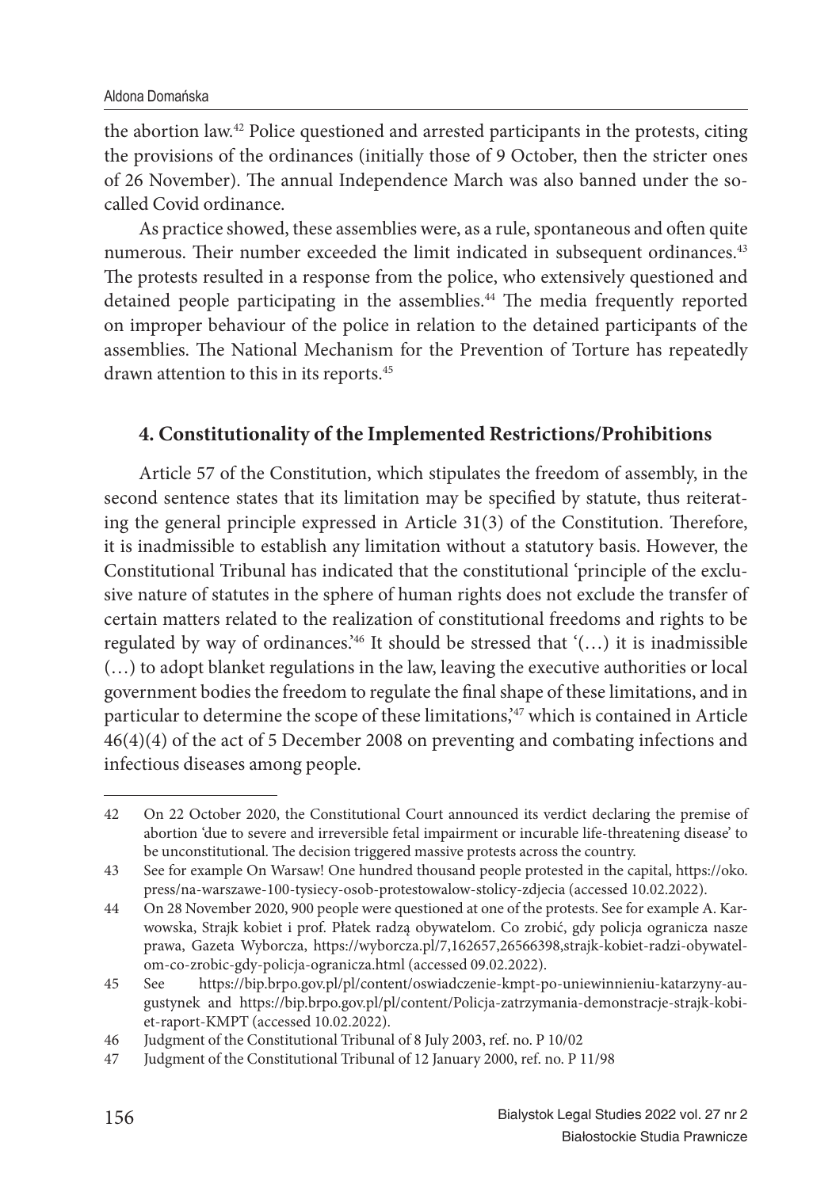the abortion law.[42] Police questioned and arrested participants in the protests, citing the provisions of the ordinances (initially those of 9 October, then the stricter ones of 26 November). The annual Independence March was also banned under the so-called Covid ordinance.

As practice showed, these assemblies were, as a rule, spontaneous and often quite numerous. Their number exceeded the limit indicated in subsequent ordinances.[43] The protests resulted in a response from the police, who extensively questioned and detained people participating in the assemblies.[44] The media frequently reported on improper behaviour of the police in relation to the detained participants of the assemblies. The National Mechanism for the Prevention of Torture has repeatedly drawn attention to this in its reports.[45]

## 4. Constitutionality of the Implemented Restrictions/Prohibitions

Article 57 of the Constitution, which stipulates the freedom of assembly, in the second sentence states that its limitation may be specified by statute, thus reiterating the general principle expressed in Article 31(3) of the Constitution. Therefore, it is inadmissible to establish any limitation without a statutory basis. However, the Constitutional Tribunal has indicated that the constitutional 'principle of the exclusive nature of statutes in the sphere of human rights does not exclude the transfer of certain matters related to the realization of constitutional freedoms and rights to be regulated by way of ordinances.'[46] It should be stressed that '(…) it is inadmissible (…) to adopt blanket regulations in the law, leaving the executive authorities or local government bodies the freedom to regulate the final shape of these limitations, and in particular to determine the scope of these limitations,'[47] which is contained in Article 46(4)(4) of the act of 5 December 2008 on preventing and combating infections and infectious diseases among people.

---

42 On 22 October 2020, the Constitutional Court announced its verdict declaring the premise of abortion 'due to severe and irreversible fetal impairment or incurable life-threatening disease' to be unconstitutional. The decision triggered massive protests across the country.

43 See for example On Warsaw! One hundred thousand people protested in the capital, https://oko.press/na-warszawe-100-tysiecy-osob-protestowalow-stolicy-zdjecia (accessed 10.02.2022).

44 On 28 November 2020, 900 people were questioned at one of the protests. See for example A. Karwowska, Strajk kobiet i prof. Płatek radzą obywatelom. Co zrobić, gdy policja ogranicza nasze prawa, Gazeta Wyborcza, https://wyborcza.pl/7,162657,26566398,strajk-kobiet-radzi-obywatelom-co-zrobic-gdy-policja-ogranicza.html (accessed 09.02.2022).

45 See https://bip.brpo.gov.pl/pl/content/oswiadczenie-kmpt-po-uniewinnieniu-katarzyny-augustynek and https://bip.brpo.gov.pl/pl/content/Policja-zatrzymania-demonstracje-strajk-kobiet-raport-KMPT (accessed 10.02.2022).

46 Judgment of the Constitutional Tribunal of 8 July 2003, ref. no. P 10/02

47 Judgment of the Constitutional Tribunal of 12 January 2000, ref. no. P 11/98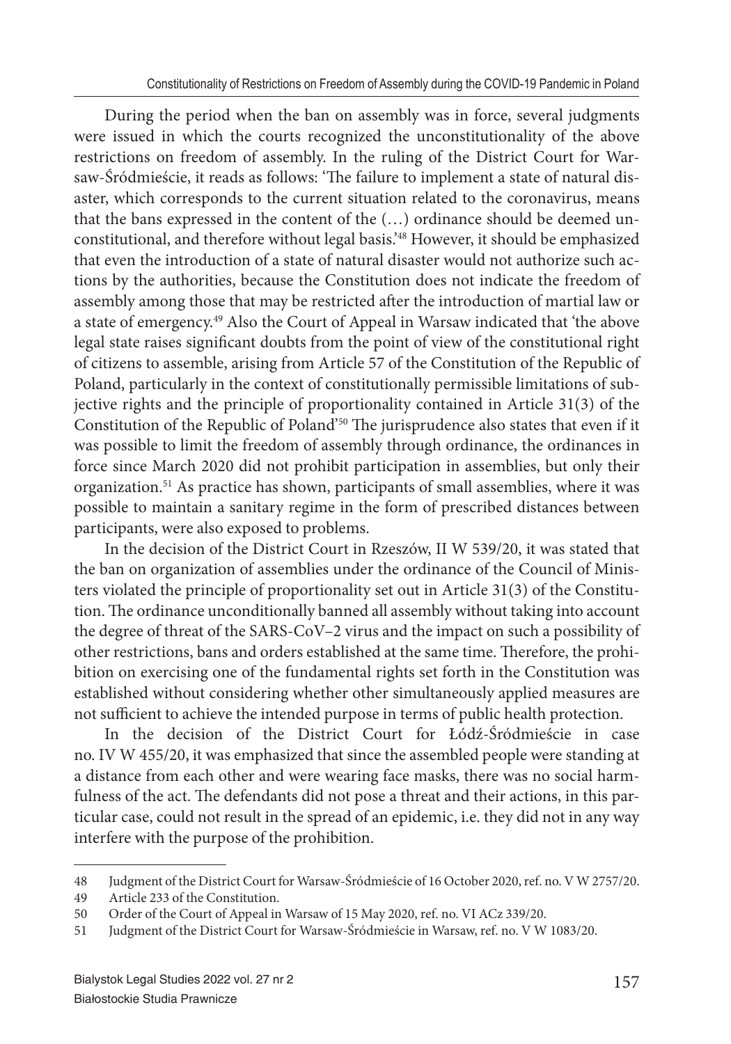During the period when the ban on assembly was in force, several judgments were issued in which the courts recognized the unconstitutionality of the above restrictions on freedom of assembly. In the ruling of the District Court for Warsaw-Śródmieście, it reads as follows: 'The failure to implement a state of natural disaster, which corresponds to the current situation related to the coronavirus, means that the bans expressed in the content of the (…) ordinance should be deemed unconstitutional, and therefore without legal basis.'[48] However, it should be emphasized that even the introduction of a state of natural disaster would not authorize such actions by the authorities, because the Constitution does not indicate the freedom of assembly among those that may be restricted after the introduction of martial law or a state of emergency.[49] Also the Court of Appeal in Warsaw indicated that 'the above legal state raises significant doubts from the point of view of the constitutional right of citizens to assemble, arising from Article 57 of the Constitution of the Republic of Poland, particularly in the context of constitutionally permissible limitations of subjective rights and the principle of proportionality contained in Article 31(3) of the Constitution of the Republic of Poland'[50] The jurisprudence also states that even if it was possible to limit the freedom of assembly through ordinance, the ordinances in force since March 2020 did not prohibit participation in assemblies, but only their organization.[51] As practice has shown, participants of small assemblies, where it was possible to maintain a sanitary regime in the form of prescribed distances between participants, were also exposed to problems.

In the decision of the District Court in Rzeszów, II W 539/20, it was stated that the ban on organization of assemblies under the ordinance of the Council of Ministers violated the principle of proportionality set out in Article 31(3) of the Constitution. The ordinance unconditionally banned all assembly without taking into account the degree of threat of the SARS-CoV–2 virus and the impact on such a possibility of other restrictions, bans and orders established at the same time. Therefore, the prohibition on exercising one of the fundamental rights set forth in the Constitution was established without considering whether other simultaneously applied measures are not sufficient to achieve the intended purpose in terms of public health protection.

In the decision of the District Court for Łódź-Śródmieście in case no. IV W 455/20, it was emphasized that since the assembled people were standing at a distance from each other and were wearing face masks, there was no social harmfulness of the act. The defendants did not pose a threat and their actions, in this particular case, could not result in the spread of an epidemic, i.e. they did not in any way interfere with the purpose of the prohibition.

---

48 Judgment of the District Court for Warsaw-Śródmieście of 16 October 2020, ref. no. V W 2757/20.

49 Article 233 of the Constitution.

50 Order of the Court of Appeal in Warsaw of 15 May 2020, ref. no. VI ACz 339/20.

51 Judgment of the District Court for Warsaw-Śródmieście in Warsaw, ref. no. V W 1083/20.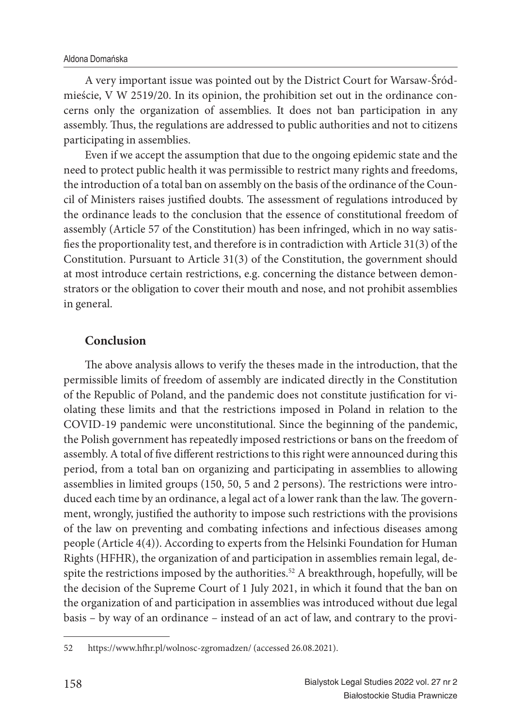A very important issue was pointed out by the District Court for Warsaw-Śródmieście, V W 2519/20. In its opinion, the prohibition set out in the ordinance concerns only the organization of assemblies. It does not ban participation in any assembly. Thus, the regulations are addressed to public authorities and not to citizens participating in assemblies.

Even if we accept the assumption that due to the ongoing epidemic state and the need to protect public health it was permissible to restrict many rights and freedoms, the introduction of a total ban on assembly on the basis of the ordinance of the Council of Ministers raises justified doubts. The assessment of regulations introduced by the ordinance leads to the conclusion that the essence of constitutional freedom of assembly (Article 57 of the Constitution) has been infringed, which in no way satisfies the proportionality test, and therefore is in contradiction with Article 31(3) of the Constitution. Pursuant to Article 31(3) of the Constitution, the government should at most introduce certain restrictions, e.g. concerning the distance between demonstrators or the obligation to cover their mouth and nose, and not prohibit assemblies in general.

## Conclusion

The above analysis allows to verify the theses made in the introduction, that the permissible limits of freedom of assembly are indicated directly in the Constitution of the Republic of Poland, and the pandemic does not constitute justification for violating these limits and that the restrictions imposed in Poland in relation to the COVID-19 pandemic were unconstitutional. Since the beginning of the pandemic, the Polish government has repeatedly imposed restrictions or bans on the freedom of assembly. A total of five different restrictions to this right were announced during this period, from a total ban on organizing and participating in assemblies to allowing assemblies in limited groups (150, 50, 5 and 2 persons). The restrictions were introduced each time by an ordinance, a legal act of a lower rank than the law. The government, wrongly, justified the authority to impose such restrictions with the provisions of the law on preventing and combating infections and infectious diseases among people (Article 4(4)). According to experts from the Helsinki Foundation for Human Rights (HFHR), the organization of and participation in assemblies remain legal, despite the restrictions imposed by the authorities.[52] A breakthrough, hopefully, will be the decision of the Supreme Court of 1 July 2021, in which it found that the ban on the organization of and participation in assemblies was introduced without due legal basis – by way of an ordinance – instead of an act of law, and contrary to the provi-

---

52 https://www.hfhr.pl/wolnosc-zgromadzen/ (accessed 26.08.2021).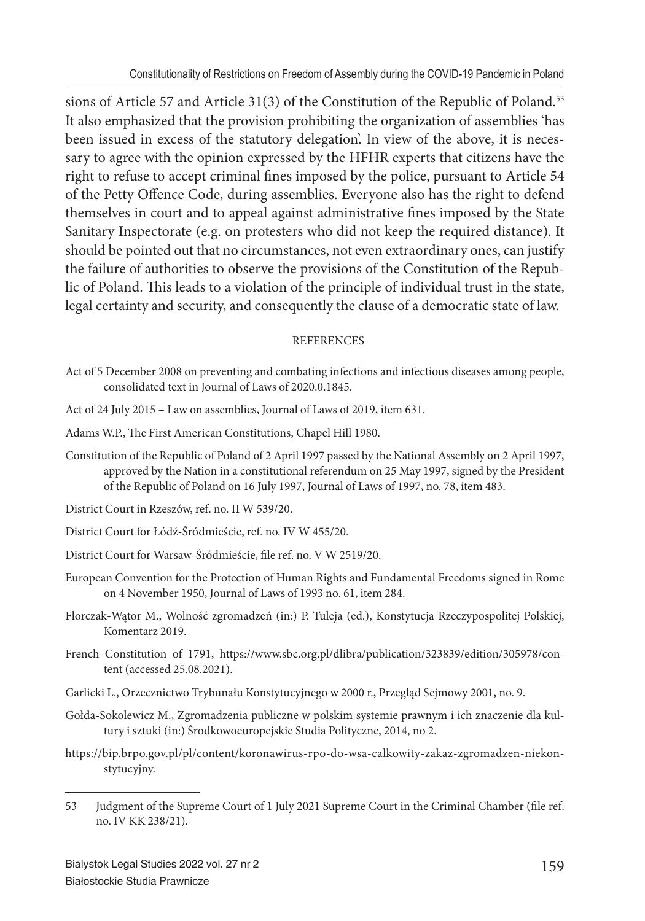sions of Article 57 and Article 31(3) of the Constitution of the Republic of Poland.[53] It also emphasized that the provision prohibiting the organization of assemblies 'has been issued in excess of the statutory delegation'. In view of the above, it is necessary to agree with the opinion expressed by the HFHR experts that citizens have the right to refuse to accept criminal fines imposed by the police, pursuant to Article 54 of the Petty Offence Code, during assemblies. Everyone also has the right to defend themselves in court and to appeal against administrative fines imposed by the State Sanitary Inspectorate (e.g. on protesters who did not keep the required distance). It should be pointed out that no circumstances, not even extraordinary ones, can justify the failure of authorities to observe the provisions of the Constitution of the Republic of Poland. This leads to a violation of the principle of individual trust in the state, legal certainty and security, and consequently the clause of a democratic state of law.

## REFERENCES

Act of 5 December 2008 on preventing and combating infections and infectious diseases among people, consolidated text in Journal of Laws of 2020.0.1845.

Act of 24 July 2015 – Law on assemblies, Journal of Laws of 2019, item 631.

Adams W.P., The First American Constitutions, Chapel Hill 1980.

Constitution of the Republic of Poland of 2 April 1997 passed by the National Assembly on 2 April 1997, approved by the Nation in a constitutional referendum on 25 May 1997, signed by the President of the Republic of Poland on 16 July 1997, Journal of Laws of 1997, no. 78, item 483.

District Court in Rzeszów, ref. no. II W 539/20.

District Court for Łódź-Śródmieście, ref. no. IV W 455/20.

District Court for Warsaw-Śródmieście, file ref. no. V W 2519/20.

European Convention for the Protection of Human Rights and Fundamental Freedoms signed in Rome on 4 November 1950, Journal of Laws of 1993 no. 61, item 284.

Florczak-Wątor M., Wolność zgromadzeń (in:) P. Tuleja (ed.), Konstytucja Rzeczypospolitej Polskiej, Komentarz 2019.

French Constitution of 1791, https://www.sbc.org.pl/dlibra/publication/323839/edition/305978/content (accessed 25.08.2021).

Garlicki L., Orzecznictwo Trybunału Konstytucyjnego w 2000 r., Przegląd Sejmowy 2001, no. 9.

Gołda-Sokolewicz M., Zgromadzenia publiczne w polskim systemie prawnym i ich znaczenie dla kultury i sztuki (in:) Środkowoeuropejskie Studia Polityczne, 2014, no 2.

https://bip.brpo.gov.pl/pl/content/koronawirus-rpo-do-wsa-calkowity-zakaz-zgromadzen-niekonstytucyjny.

---

[53] Judgment of the Supreme Court of 1 July 2021 Supreme Court in the Criminal Chamber (file ref. no. IV KK 238/21).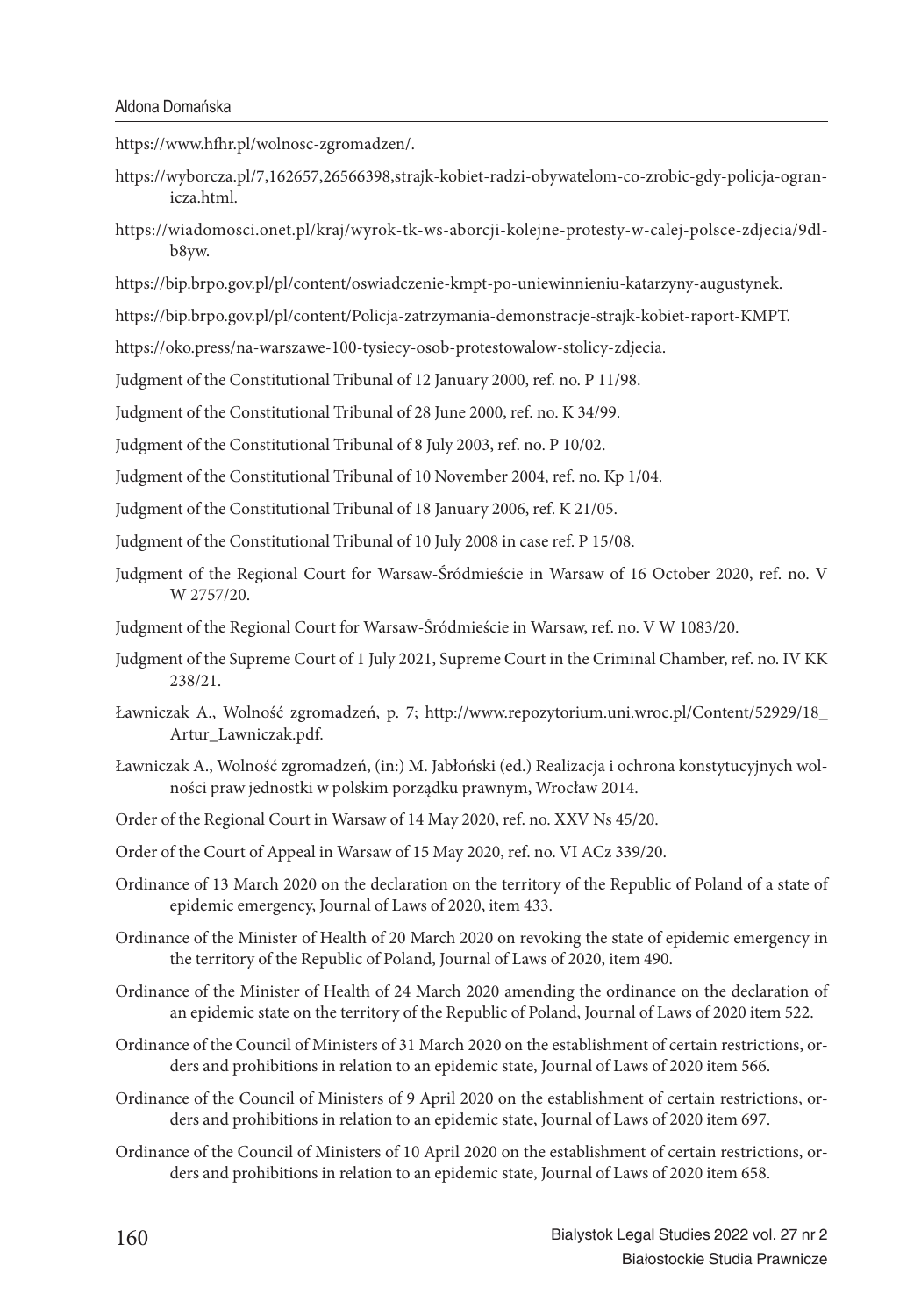https://www.hfhr.pl/wolnosc-zgromadzen/.

https://wyborcza.pl/7,162657,26566398,strajk-kobiet-radzi-obywatelom-co-zrobic-gdy-policja-ogranicza.html.

https://wiadomosci.onet.pl/kraj/wyrok-tk-ws-aborcji-kolejne-protesty-w-calej-polsce-zdjecia/9dlb8yw.

https://bip.brpo.gov.pl/pl/content/oswiadczenie-kmpt-po-uniewinnieniu-katarzyny-augustynek.

https://bip.brpo.gov.pl/pl/content/Policja-zatrzymania-demonstracje-strajk-kobiet-raport-KMPT.

https://oko.press/na-warszawe-100-tysiecy-osob-protestowalow-stolicy-zdjecia.

Judgment of the Constitutional Tribunal of 12 January 2000, ref. no. P 11/98.

Judgment of the Constitutional Tribunal of 28 June 2000, ref. no. K 34/99.

Judgment of the Constitutional Tribunal of 8 July 2003, ref. no. P 10/02.

Judgment of the Constitutional Tribunal of 10 November 2004, ref. no. Kp 1/04.

Judgment of the Constitutional Tribunal of 18 January 2006, ref. K 21/05.

Judgment of the Constitutional Tribunal of 10 July 2008 in case ref. P 15/08.

Judgment of the Regional Court for Warsaw-Śródmieście in Warsaw of 16 October 2020, ref. no. V W 2757/20.

Judgment of the Regional Court for Warsaw-Śródmieście in Warsaw, ref. no. V W 1083/20.

Judgment of the Supreme Court of 1 July 2021, Supreme Court in the Criminal Chamber, ref. no. IV KK 238/21.

Ławniczak A., Wolność zgromadzeń, p. 7; http://www.repozytorium.uni.wroc.pl/Content/52929/18_Artur_Lawniczak.pdf.

Ławniczak A., Wolność zgromadzeń, (in:) M. Jabłoński (ed.) Realizacja i ochrona konstytucyjnych wolności praw jednostki w polskim porządku prawnym, Wrocław 2014.

Order of the Regional Court in Warsaw of 14 May 2020, ref. no. XXV Ns 45/20.

Order of the Court of Appeal in Warsaw of 15 May 2020, ref. no. VI ACz 339/20.

Ordinance of 13 March 2020 on the declaration on the territory of the Republic of Poland of a state of epidemic emergency, Journal of Laws of 2020, item 433.

Ordinance of the Minister of Health of 20 March 2020 on revoking the state of epidemic emergency in the territory of the Republic of Poland, Journal of Laws of 2020, item 490.

Ordinance of the Minister of Health of 24 March 2020 amending the ordinance on the declaration of an epidemic state on the territory of the Republic of Poland, Journal of Laws of 2020 item 522.

Ordinance of the Council of Ministers of 31 March 2020 on the establishment of certain restrictions, orders and prohibitions in relation to an epidemic state, Journal of Laws of 2020 item 566.

Ordinance of the Council of Ministers of 9 April 2020 on the establishment of certain restrictions, orders and prohibitions in relation to an epidemic state, Journal of Laws of 2020 item 697.

Ordinance of the Council of Ministers of 10 April 2020 on the establishment of certain restrictions, orders and prohibitions in relation to an epidemic state, Journal of Laws of 2020 item 658.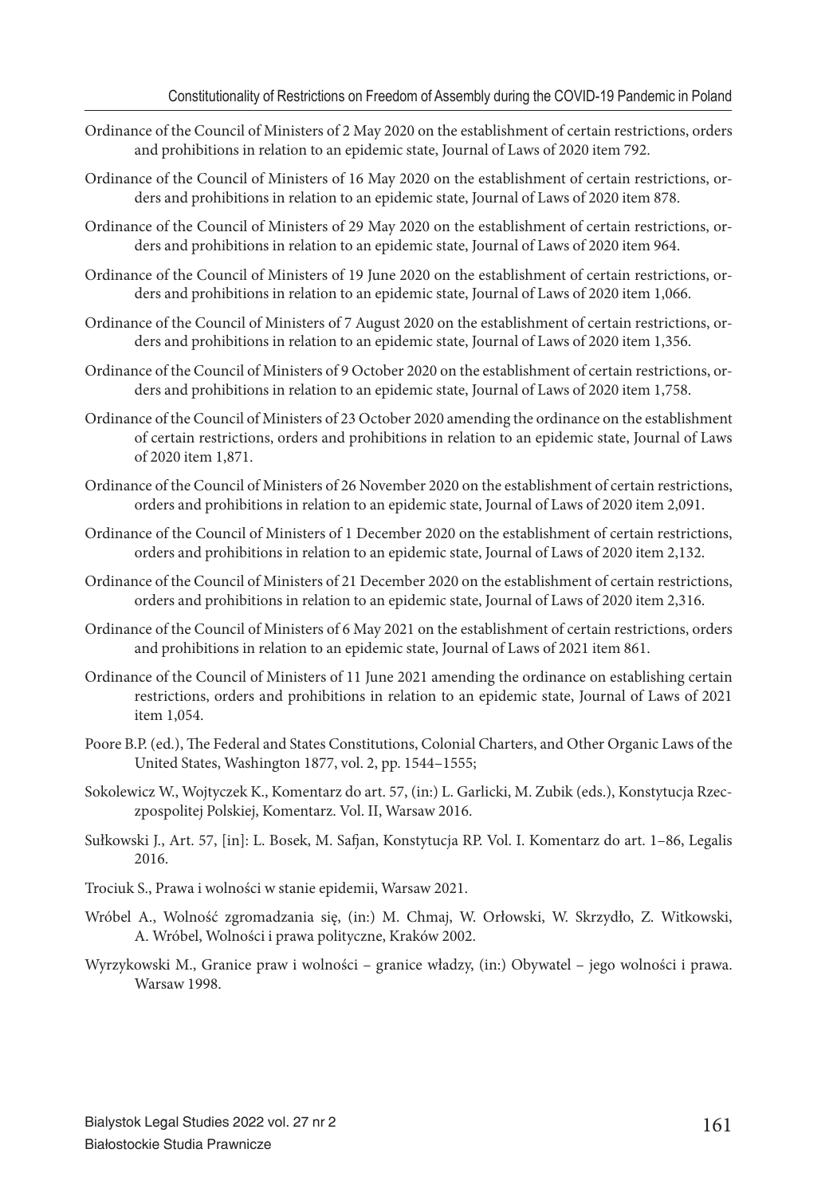Ordinance of the Council of Ministers of 2 May 2020 on the establishment of certain restrictions, orders and prohibitions in relation to an epidemic state, Journal of Laws of 2020 item 792.

Ordinance of the Council of Ministers of 16 May 2020 on the establishment of certain restrictions, orders and prohibitions in relation to an epidemic state, Journal of Laws of 2020 item 878.

Ordinance of the Council of Ministers of 29 May 2020 on the establishment of certain restrictions, orders and prohibitions in relation to an epidemic state, Journal of Laws of 2020 item 964.

Ordinance of the Council of Ministers of 19 June 2020 on the establishment of certain restrictions, orders and prohibitions in relation to an epidemic state, Journal of Laws of 2020 item 1,066.

Ordinance of the Council of Ministers of 7 August 2020 on the establishment of certain restrictions, orders and prohibitions in relation to an epidemic state, Journal of Laws of 2020 item 1,356.

Ordinance of the Council of Ministers of 9 October 2020 on the establishment of certain restrictions, orders and prohibitions in relation to an epidemic state, Journal of Laws of 2020 item 1,758.

Ordinance of the Council of Ministers of 23 October 2020 amending the ordinance on the establishment of certain restrictions, orders and prohibitions in relation to an epidemic state, Journal of Laws of 2020 item 1,871.

Ordinance of the Council of Ministers of 26 November 2020 on the establishment of certain restrictions, orders and prohibitions in relation to an epidemic state, Journal of Laws of 2020 item 2,091.

Ordinance of the Council of Ministers of 1 December 2020 on the establishment of certain restrictions, orders and prohibitions in relation to an epidemic state, Journal of Laws of 2020 item 2,132.

Ordinance of the Council of Ministers of 21 December 2020 on the establishment of certain restrictions, orders and prohibitions in relation to an epidemic state, Journal of Laws of 2020 item 2,316.

Ordinance of the Council of Ministers of 6 May 2021 on the establishment of certain restrictions, orders and prohibitions in relation to an epidemic state, Journal of Laws of 2021 item 861.

Ordinance of the Council of Ministers of 11 June 2021 amending the ordinance on establishing certain restrictions, orders and prohibitions in relation to an epidemic state, Journal of Laws of 2021 item 1,054.

Poore B.P. (ed.), The Federal and States Constitutions, Colonial Charters, and Other Organic Laws of the United States, Washington 1877, vol. 2, pp. 1544–1555;

Sokolewicz W., Wojtyczek K., Komentarz do art. 57, (in:) L. Garlicki, M. Zubik (eds.), Konstytucja Rzeczpospolitej Polskiej, Komentarz. Vol. II, Warsaw 2016.

Sułkowski J., Art. 57, [in]: L. Bosek, M. Safjan, Konstytucja RP. Vol. I. Komentarz do art. 1–86, Legalis 2016.

Trociuk S., Prawa i wolności w stanie epidemii, Warsaw 2021.

Wróbel A., Wolność zgromadzania się, (in:) M. Chmaj, W. Orłowski, W. Skrzydło, Z. Witkowski, A. Wróbel, Wolności i prawa polityczne, Kraków 2002.

Wyrzykowski M., Granice praw i wolności – granice władzy, (in:) Obywatel – jego wolności i prawa. Warsaw 1998.